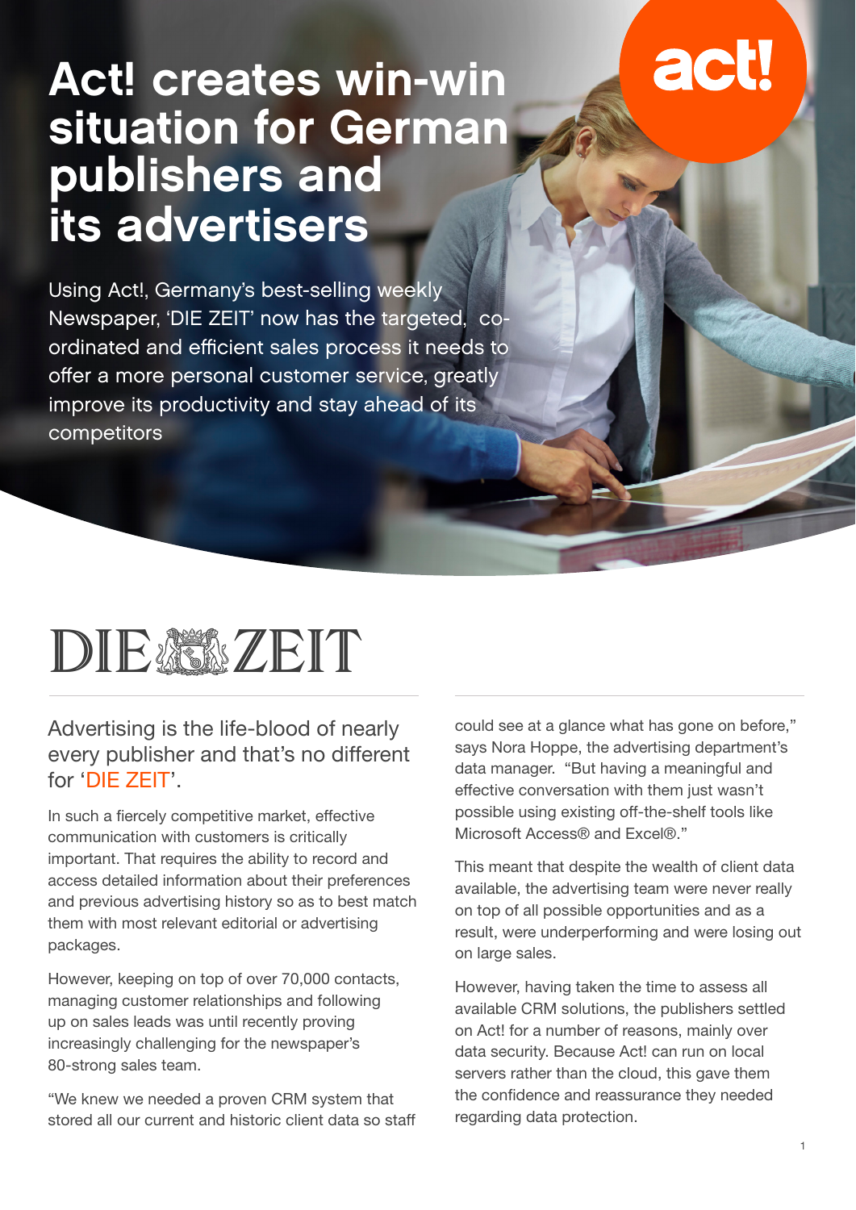# Act! creates win-win situation for German publishers and its advertisers

Using Act!, Germany's best-selling weekly Newspaper, 'DIE ZEIT' now has the targeted, co-ordinated and efficient sales process it needs to offer a more personal customer service, greatly improve its productivity and stay ahead of its competitors

DIE ZEIT

## Advertising is the life-blood of nearly every publisher and that's no different for 'DIE ZEIT'.

In such a fiercely competitive market, effective communication with customers is critically important. That requires the ability to record and access detailed information about their preferences and previous advertising history so as to best match them with most relevant editorial or advertising packages.

However, keeping on top of over 70,000 contacts, managing customer relationships and following up on sales leads was until recently proving increasingly challenging for the newspaper's 80-strong sales team.

"We knew we needed a proven CRM system that stored all our current and historic client data so staff could see at a glance what has gone on before," says Nora Hoppe, the advertising department's data manager. "But having a meaningful and effective conversation with them just wasn't possible using existing off-the-shelf tools like Microsoft Access® and Excel®."

This meant that despite the wealth of client data available, the advertising team were never really on top of all possible opportunities and as a result, were underperforming and were losing out on large sales.

However, having taken the time to assess all available CRM solutions, the publishers settled on Act! for a number of reasons, mainly over data security. Because Act! can run on local servers rather than the cloud, this gave them the confidence and reassurance they needed regarding data protection.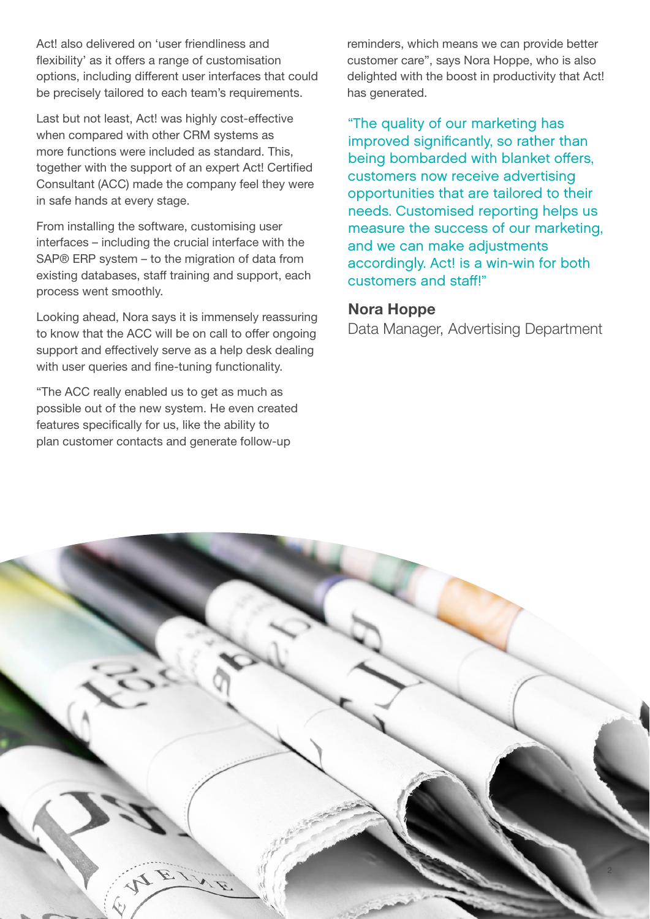Act! also delivered on 'user friendliness and flexibility' as it offers a range of customisation options, including different user interfaces that could be precisely tailored to each team's requirements.

Last but not least, Act! was highly cost-effective when compared with other CRM systems as more functions were included as standard. This, together with the support of an expert Act! Certified Consultant (ACC) made the company feel they were in safe hands at every stage.

From installing the software, customising user interfaces – including the crucial interface with the SAP® ERP system – to the migration of data from existing databases, staff training and support, each process went smoothly.

Looking ahead, Nora says it is immensely reassuring to know that the ACC will be on call to offer ongoing support and effectively serve as a help desk dealing with user queries and fine-tuning functionality.

"The ACC really enabled us to get as much as possible out of the new system. He even created features specifically for us, like the ability to plan customer contacts and generate follow-up reminders, which means we can provide better customer care", says Nora Hoppe, who is also delighted with the boost in productivity that Act! has generated.

"The quality of our marketing has improved significantly, so rather than being bombarded with blanket offers, customers now receive advertising opportunities that are tailored to their needs. Customised reporting helps us measure the success of our marketing, and we can make adjustments accordingly. Act! is a win-win for both customers and staff!"

**Nora Hoppe**
Data Manager, Advertising Department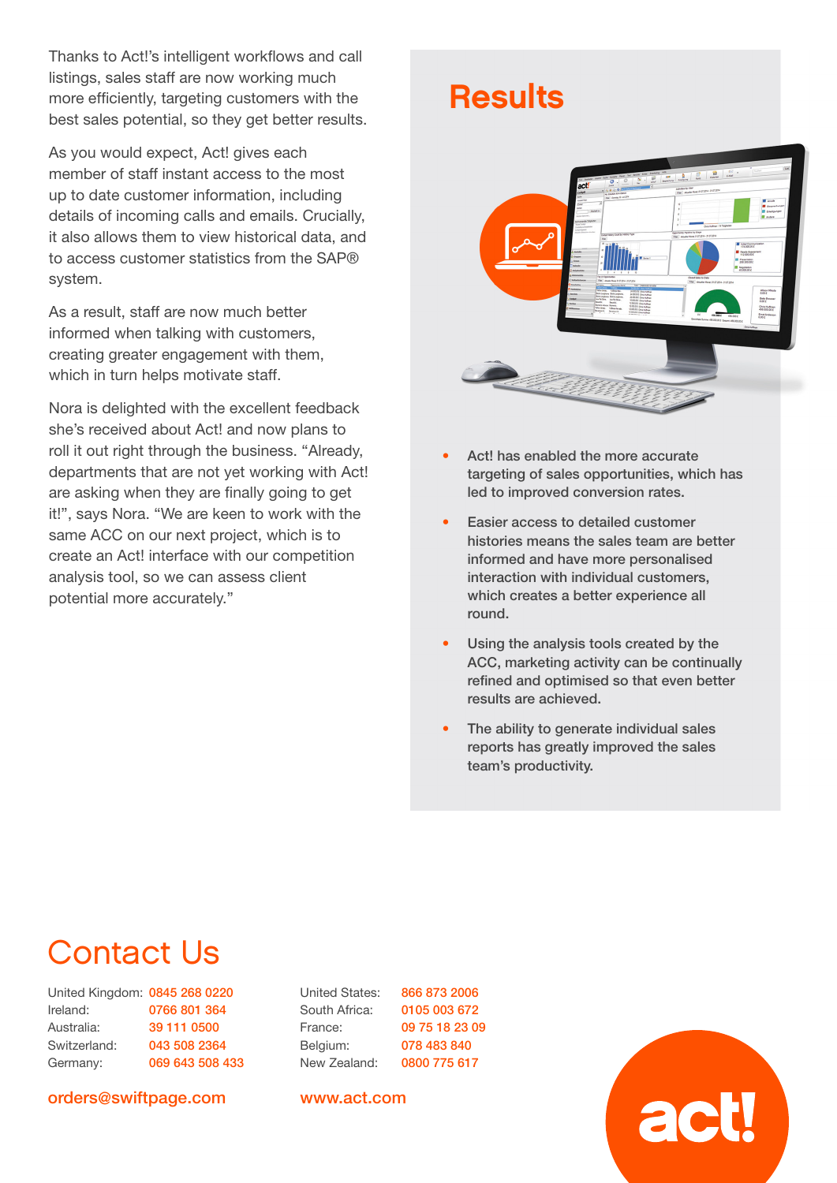Thanks to Act!'s intelligent workflows and call listings, sales staff are now working much more efficiently, targeting customers with the best sales potential, so they get better results.

As you would expect, Act! gives each member of staff instant access to the most up to date customer information, including details of incoming calls and emails. Crucially, it also allows them to view historical data, and to access customer statistics from the SAP® system.

As a result, staff are now much better informed when talking with customers, creating greater engagement with them, which in turn helps motivate staff.

Nora is delighted with the excellent feedback she's received about Act! and now plans to roll it out right through the business. "Already, departments that are not yet working with Act! are asking when they are finally going to get it!", says Nora. "We are keen to work with the same ACC on our next project, which is to create an Act! interface with our competition analysis tool, so we can assess client potential more accurately."

## Results

- Act! has enabled the more accurate targeting of sales opportunities, which has led to improved conversion rates.
- Easier access to detailed customer histories means the sales team are better informed and have more personalised interaction with individual customers, which creates a better experience all round.
- Using the analysis tools created by the ACC, marketing activity can be continually refined and optimised so that even better results are achieved.
- The ability to generate individual sales reports has greatly improved the sales team's productivity.

# Contact Us

| | | | |
|---|---|---|---|
| United Kingdom: | 0845 268 0220 | United States: | 866 873 2006 |
| Ireland: | 0766 801 364 | South Africa: | 0105 003 672 |
| Australia: | 39 111 0500 | France: | 09 75 18 23 09 |
| Switzerland: | 043 508 2364 | Belgium: | 078 483 840 |
| Germany: | 069 643 508 433 | New Zealand: | 0800 775 617 |

orders@swiftpage.com

www.act.com

act!